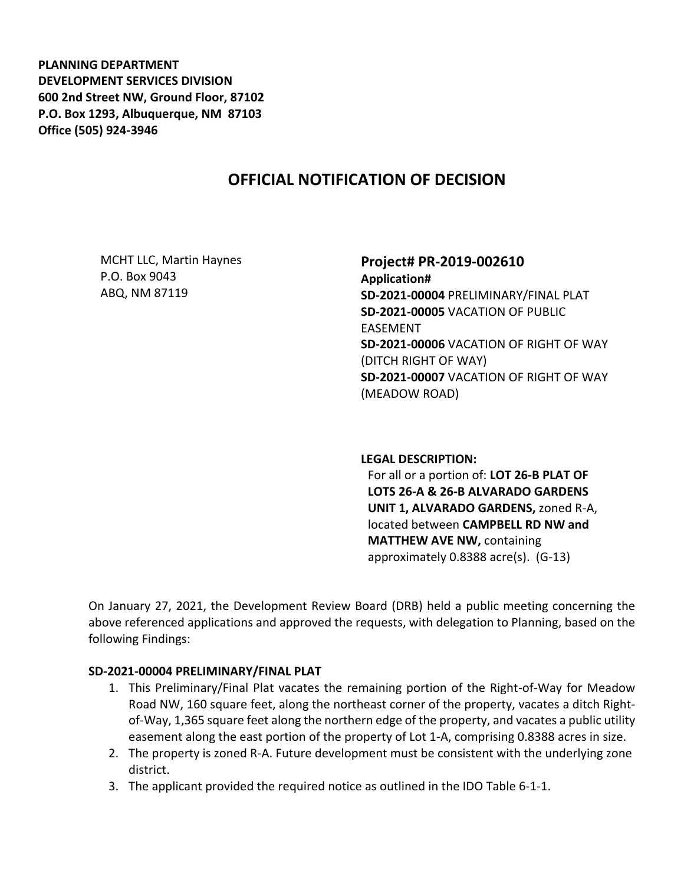**PLANNING DEPARTMENT**
**DEVELOPMENT SERVICES DIVISION**
**600 2nd Street NW, Ground Floor, 87102**
**P.O. Box 1293, Albuquerque, NM 87103**
**Office (505) 924-3946**

# OFFICIAL NOTIFICATION OF DECISION

MCHT LLC, Martin Haynes
P.O. Box 9043
ABQ, NM 87119

## Project# PR-2019-002610

**Application#**
**SD-2021-00004** PRELIMINARY/FINAL PLAT
**SD-2021-00005** VACATION OF PUBLIC EASEMENT
**SD-2021-00006** VACATION OF RIGHT OF WAY (DITCH RIGHT OF WAY)
**SD-2021-00007** VACATION OF RIGHT OF WAY (MEADOW ROAD)

**LEGAL DESCRIPTION:**
For all or a portion of: **LOT 26-B PLAT OF LOTS 26-A & 26-B ALVARADO GARDENS UNIT 1, ALVARADO GARDENS,** zoned R-A, located between **CAMPBELL RD NW and MATTHEW AVE NW,** containing approximately 0.8388 acre(s). (G-13)

On January 27, 2021, the Development Review Board (DRB) held a public meeting concerning the above referenced applications and approved the requests, with delegation to Planning, based on the following Findings:

**SD-2021-00004 PRELIMINARY/FINAL PLAT**

1. This Preliminary/Final Plat vacates the remaining portion of the Right-of-Way for Meadow Road NW, 160 square feet, along the northeast corner of the property, vacates a ditch Right-of-Way, 1,365 square feet along the northern edge of the property, and vacates a public utility easement along the east portion of the property of Lot 1-A, comprising 0.8388 acres in size.
2. The property is zoned R-A. Future development must be consistent with the underlying zone district.
3. The applicant provided the required notice as outlined in the IDO Table 6-1-1.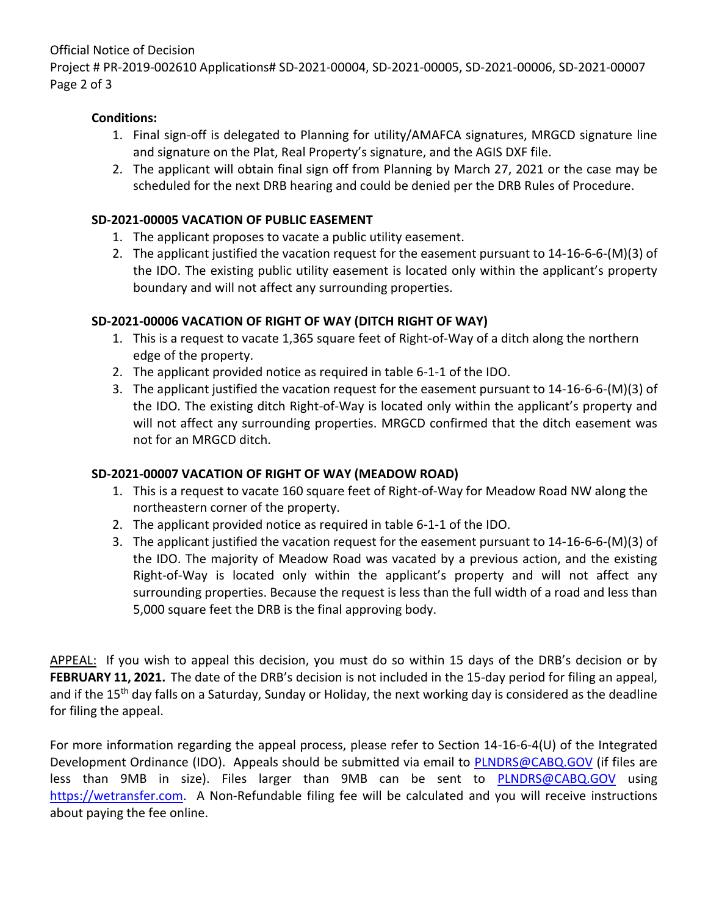**Conditions:**

1. Final sign-off is delegated to Planning for utility/AMAFCA signatures, MRGCD signature line and signature on the Plat, Real Property's signature, and the AGIS DXF file.
2. The applicant will obtain final sign off from Planning by March 27, 2021 or the case may be scheduled for the next DRB hearing and could be denied per the DRB Rules of Procedure.

**SD-2021-00005 VACATION OF PUBLIC EASEMENT**

1. The applicant proposes to vacate a public utility easement.
2. The applicant justified the vacation request for the easement pursuant to 14-16-6-6-(M)(3) of the IDO. The existing public utility easement is located only within the applicant's property boundary and will not affect any surrounding properties.

**SD-2021-00006 VACATION OF RIGHT OF WAY (DITCH RIGHT OF WAY)**

1. This is a request to vacate 1,365 square feet of Right-of-Way of a ditch along the northern edge of the property.
2. The applicant provided notice as required in table 6-1-1 of the IDO.
3. The applicant justified the vacation request for the easement pursuant to 14-16-6-6-(M)(3) of the IDO. The existing ditch Right-of-Way is located only within the applicant's property and will not affect any surrounding properties. MRGCD confirmed that the ditch easement was not for an MRGCD ditch.

**SD-2021-00007 VACATION OF RIGHT OF WAY (MEADOW ROAD)**

1. This is a request to vacate 160 square feet of Right-of-Way for Meadow Road NW along the northeastern corner of the property.
2. The applicant provided notice as required in table 6-1-1 of the IDO.
3. The applicant justified the vacation request for the easement pursuant to 14-16-6-6-(M)(3) of the IDO. The majority of Meadow Road was vacated by a previous action, and the existing Right-of-Way is located only within the applicant's property and will not affect any surrounding properties. Because the request is less than the full width of a road and less than 5,000 square feet the DRB is the final approving body.

APPEAL: If you wish to appeal this decision, you must do so within 15 days of the DRB's decision or by **FEBRUARY 11, 2021.** The date of the DRB's decision is not included in the 15-day period for filing an appeal, and if the 15th day falls on a Saturday, Sunday or Holiday, the next working day is considered as the deadline for filing the appeal.

For more information regarding the appeal process, please refer to Section 14-16-6-4(U) of the Integrated Development Ordinance (IDO). Appeals should be submitted via email to PLNDRS@CABQ.GOV (if files are less than 9MB in size). Files larger than 9MB can be sent to PLNDRS@CABQ.GOV using https://wetransfer.com. A Non-Refundable filing fee will be calculated and you will receive instructions about paying the fee online.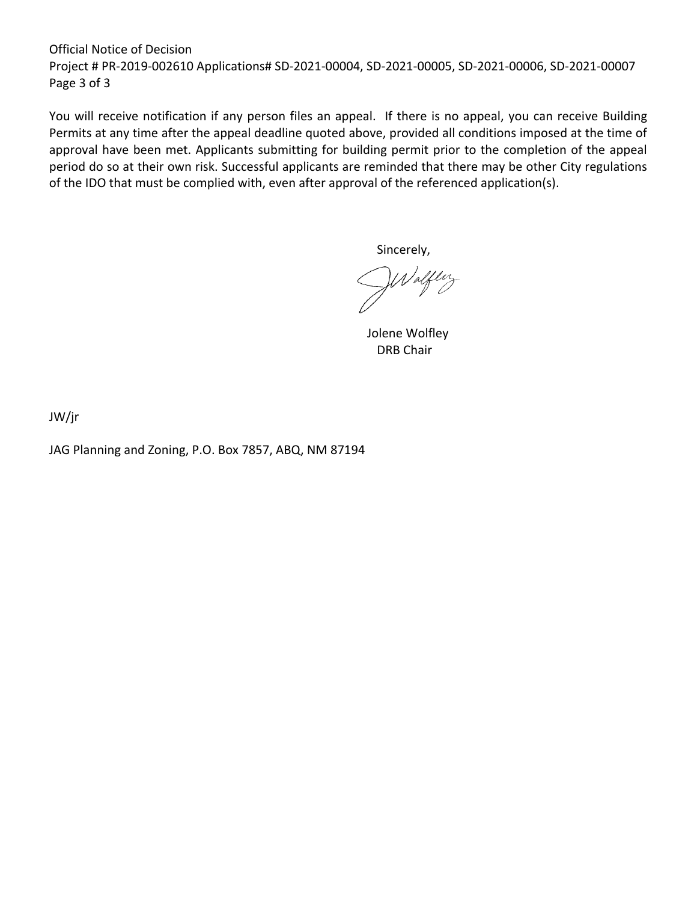You will receive notification if any person files an appeal. If there is no appeal, you can receive Building Permits at any time after the appeal deadline quoted above, provided all conditions imposed at the time of approval have been met. Applicants submitting for building permit prior to the completion of the appeal period do so at their own risk. Successful applicants are reminded that there may be other City regulations of the IDO that must be complied with, even after approval of the referenced application(s).

Sincerely,

Jolene Wolfley
DRB Chair

JW/jr

JAG Planning and Zoning, P.O. Box 7857, ABQ, NM 87194